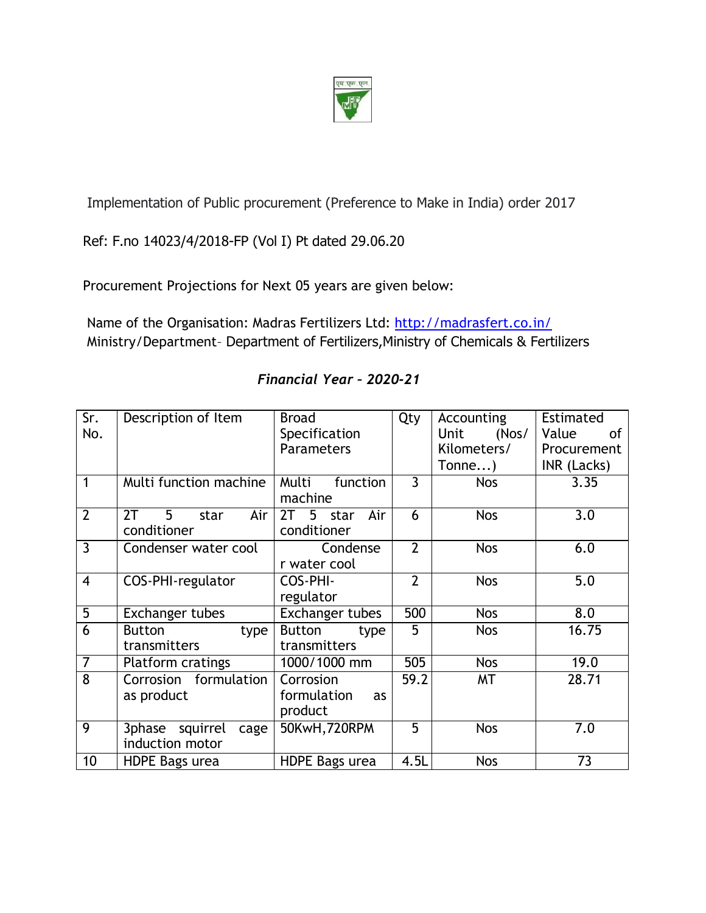Implementation of Public procurement (Preference to Make in India) order 2017

Ref: F.no 14023/4/2018-FP (Vol I) Pt dated 29.06.20

Procurement Projections for Next 05 years are given below:

Name of the Organisation: Madras Fertilizers Ltd: http://madrasfert.co.in/
Ministry/Department- Department of Fertilizers,Ministry of Chemicals & Fertilizers

### *Financial Year – 2020-21*

| Sr. No. | Description of Item | Broad Specification Parameters | Qty | Accounting Unit (Nos/ Kilometers/ Tonne...) | Estimated Value of Procurement INR (Lacks) |
|---|---|---|---|---|---|
| 1 | Multi function machine | Multi function machine | 3 | Nos | 3.35 |
| 2 | 2T 5 star Air conditioner | 2T 5 star Air conditioner | 6 | Nos | 3.0 |
| 3 | Condenser water cool | Condenser water cool | 2 | Nos | 6.0 |
| 4 | COS-PHI-regulator | COS-PHI-regulator | 2 | Nos | 5.0 |
| 5 | Exchanger tubes | Exchanger tubes | 500 | Nos | 8.0 |
| 6 | Button type transmitters | Button type transmitters | 5 | Nos | 16.75 |
| 7 | Platform cratings | 1000/1000 mm | 505 | Nos | 19.0 |
| 8 | Corrosion formulation as product | Corrosion formulation as product | 59.2 | MT | 28.71 |
| 9 | 3phase squirrel cage induction motor | 50KwH,720RPM | 5 | Nos | 7.0 |
| 10 | HDPE Bags urea | HDPE Bags urea | 4.5L | Nos | 73 |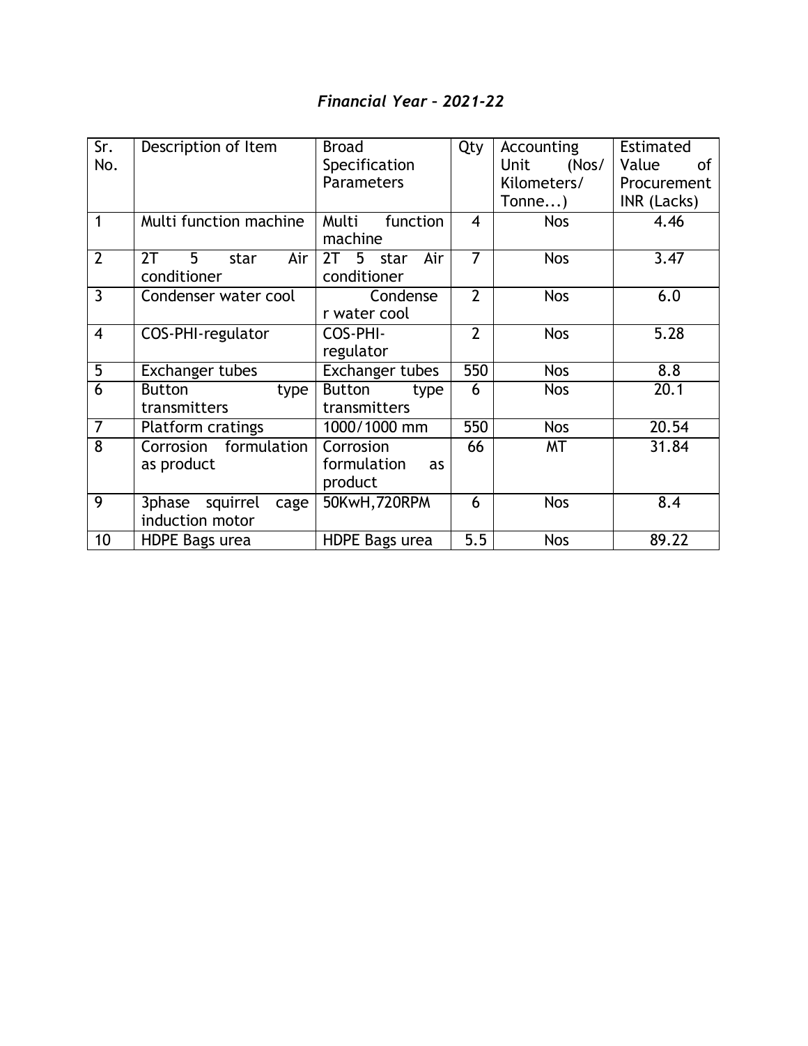*Financial Year – 2021-22*

| Sr. No. | Description of Item | Broad Specification Parameters | Qty | Accounting Unit (Nos/ Kilometers/ Tonne…) | Estimated Value of Procurement INR (Lacks) |
|---|---|---|---|---|---|
| 1 | Multi function machine | Multi function machine | 4 | Nos | 4.46 |
| 2 | 2T 5 star Air conditioner | 2T 5 star Air conditioner | 7 | Nos | 3.47 |
| 3 | Condenser water cool | Condenser water cool | 2 | Nos | 6.0 |
| 4 | COS-PHI-regulator | COS-PHI-regulator | 2 | Nos | 5.28 |
| 5 | Exchanger tubes | Exchanger tubes | 550 | Nos | 8.8 |
| 6 | Button type transmitters | Button type transmitters | 6 | Nos | 20.1 |
| 7 | Platform cratings | 1000/1000 mm | 550 | Nos | 20.54 |
| 8 | Corrosion formulation as product | Corrosion formulation as product | 66 | MT | 31.84 |
| 9 | 3phase squirrel cage induction motor | 50KwH,720RPM | 6 | Nos | 8.4 |
| 10 | HDPE Bags urea | HDPE Bags urea | 5.5 | Nos | 89.22 |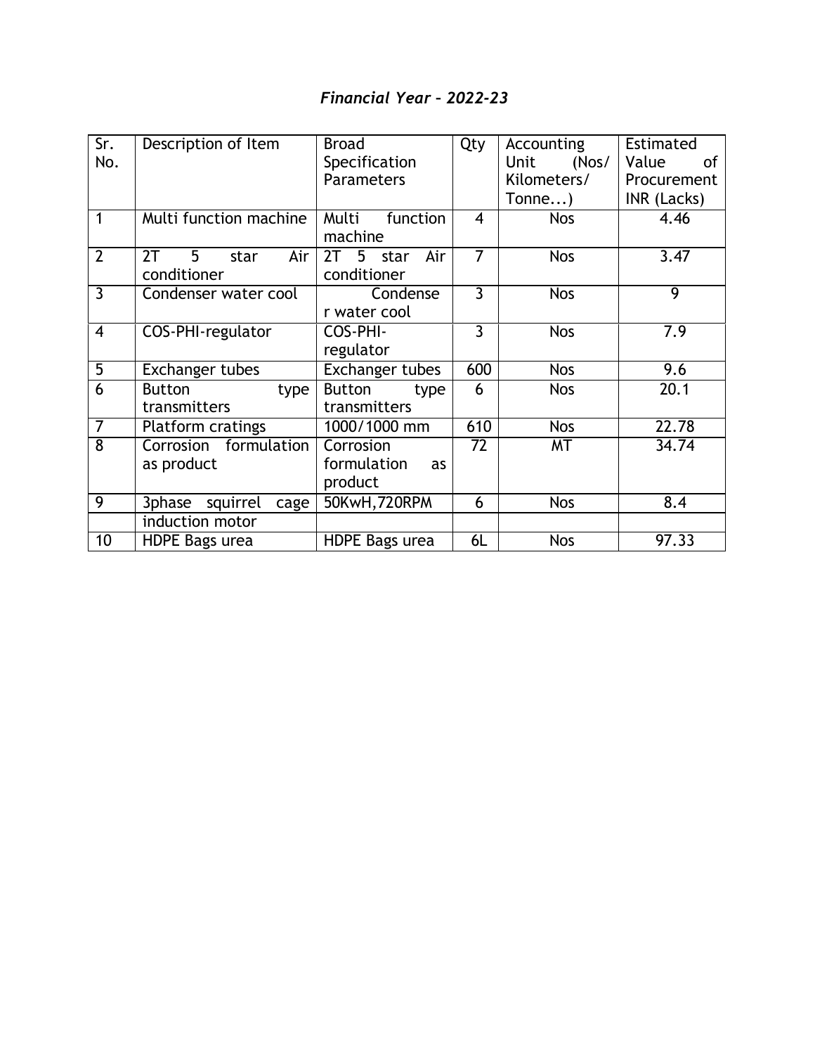*Financial Year – 2022-23*

| Sr. No. | Description of Item | Broad Specification Parameters | Qty | Accounting Unit (Nos/ Kilometers/ Tonne...) | Estimated Value of Procurement INR (Lacks) |
|---|---|---|---|---|---|
| 1 | Multi function machine | Multi function machine | 4 | Nos | 4.46 |
| 2 | 2T 5 star Air conditioner | 2T 5 star Air conditioner | 7 | Nos | 3.47 |
| 3 | Condenser water cool | Condenser water cool | 3 | Nos | 9 |
| 4 | COS-PHI-regulator | COS-PHI-regulator | 3 | Nos | 7.9 |
| 5 | Exchanger tubes | Exchanger tubes | 600 | Nos | 9.6 |
| 6 | Button type transmitters | Button type transmitters | 6 | Nos | 20.1 |
| 7 | Platform cratings | 1000/1000 mm | 610 | Nos | 22.78 |
| 8 | Corrosion formulation as product | Corrosion formulation as product | 72 | MT | 34.74 |
| 9 | 3phase squirrel cage | 50KwH,720RPM | 6 | Nos | 8.4 |
| | induction motor | | | | |
| 10 | HDPE Bags urea | HDPE Bags urea | 6L | Nos | 97.33 |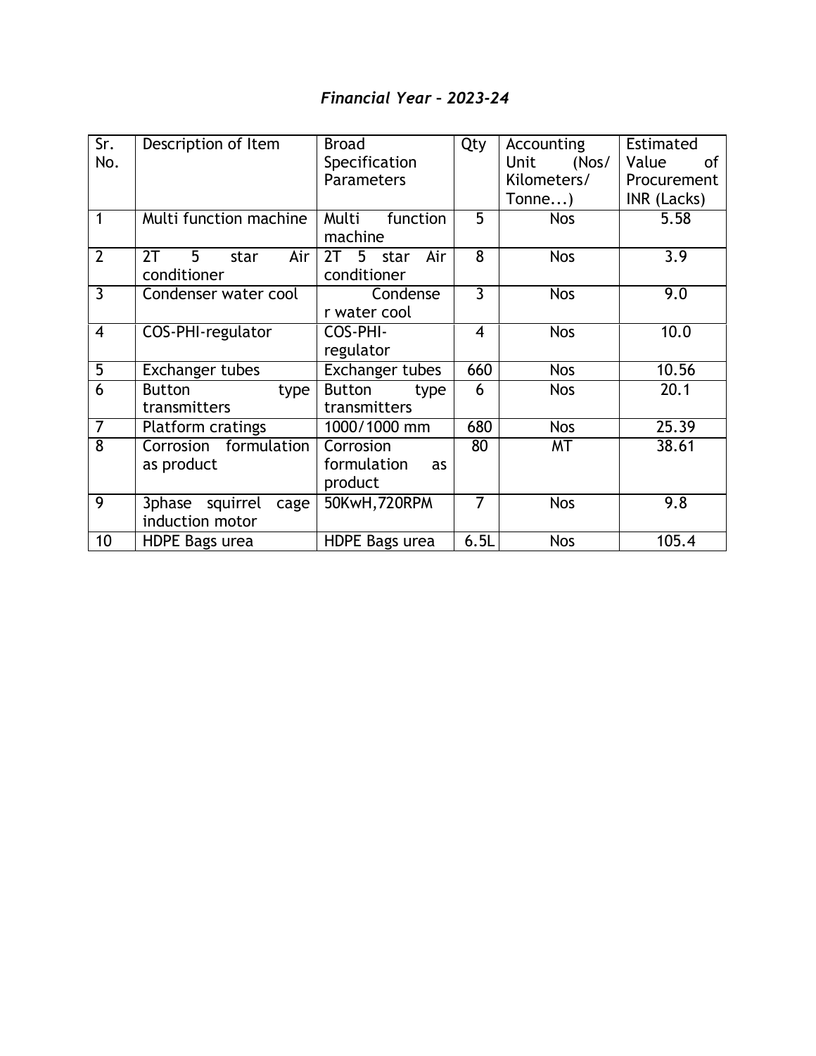*Financial Year – 2023-24*

| Sr. No. | Description of Item | Broad Specification Parameters | Qty | Accounting Unit (Nos/ Kilometers/ Tonne...) | Estimated Value of Procurement INR (Lacks) |
|---|---|---|---|---|---|
| 1 | Multi function machine | Multi function machine | 5 | Nos | 5.58 |
| 2 | 2T 5 star Air conditioner | 2T 5 star Air conditioner | 8 | Nos | 3.9 |
| 3 | Condenser water cool | Condenser water cool | 3 | Nos | 9.0 |
| 4 | COS-PHI-regulator | COS-PHI-regulator | 4 | Nos | 10.0 |
| 5 | Exchanger tubes | Exchanger tubes | 660 | Nos | 10.56 |
| 6 | Button type transmitters | Button type transmitters | 6 | Nos | 20.1 |
| 7 | Platform cratings | 1000/1000 mm | 680 | Nos | 25.39 |
| 8 | Corrosion formulation as product | Corrosion formulation as product | 80 | MT | 38.61 |
| 9 | 3phase squirrel cage induction motor | 50KwH,720RPM | 7 | Nos | 9.8 |
| 10 | HDPE Bags urea | HDPE Bags urea | 6.5L | Nos | 105.4 |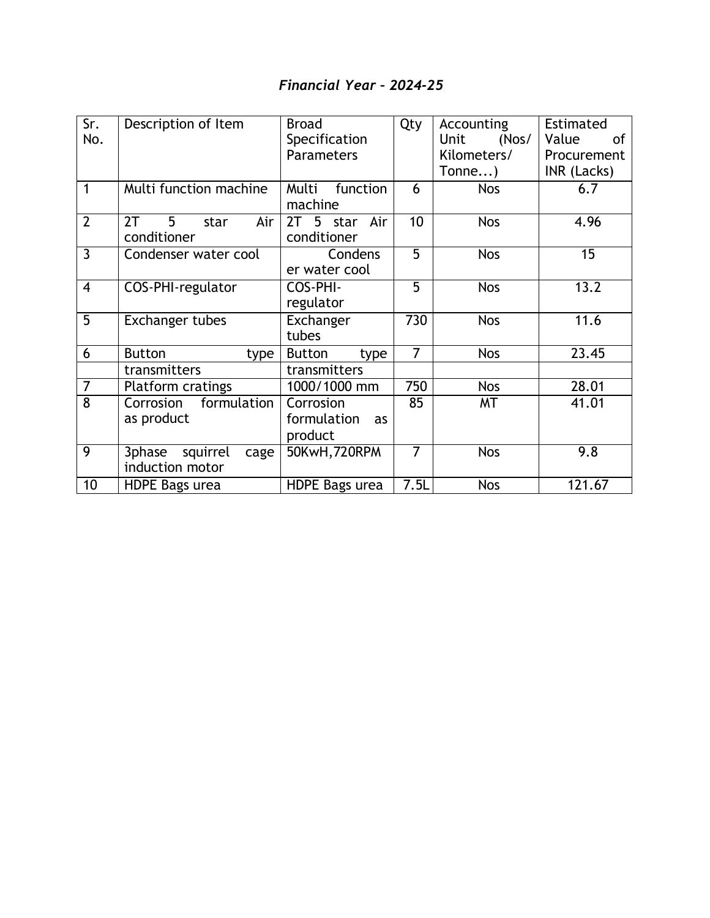*Financial Year – 2024-25*

| Sr. No. | Description of Item | Broad Specification Parameters | Qty | Accounting Unit (Nos/ Kilometers/ Tonne...) | Estimated Value of Procurement INR (Lacks) |
|---|---|---|---|---|---|
| 1 | Multi function machine | Multi function machine | 6 | Nos | 6.7 |
| 2 | 2T 5 star Air conditioner | 2T 5 star Air conditioner | 10 | Nos | 4.96 |
| 3 | Condenser water cool | Condenser water cool | 5 | Nos | 15 |
| 4 | COS-PHI-regulator | COS-PHI-regulator | 5 | Nos | 13.2 |
| 5 | Exchanger tubes | Exchanger tubes | 730 | Nos | 11.6 |
| 6 | Button type transmitters | Button type transmitters | 7 | Nos | 23.45 |
| 7 | Platform cratings | 1000/1000 mm | 750 | Nos | 28.01 |
| 8 | Corrosion formulation as product | Corrosion formulation as product | 85 | MT | 41.01 |
| 9 | 3phase squirrel cage induction motor | 50KwH,720RPM | 7 | Nos | 9.8 |
| 10 | HDPE Bags urea | HDPE Bags urea | 7.5L | Nos | 121.67 |